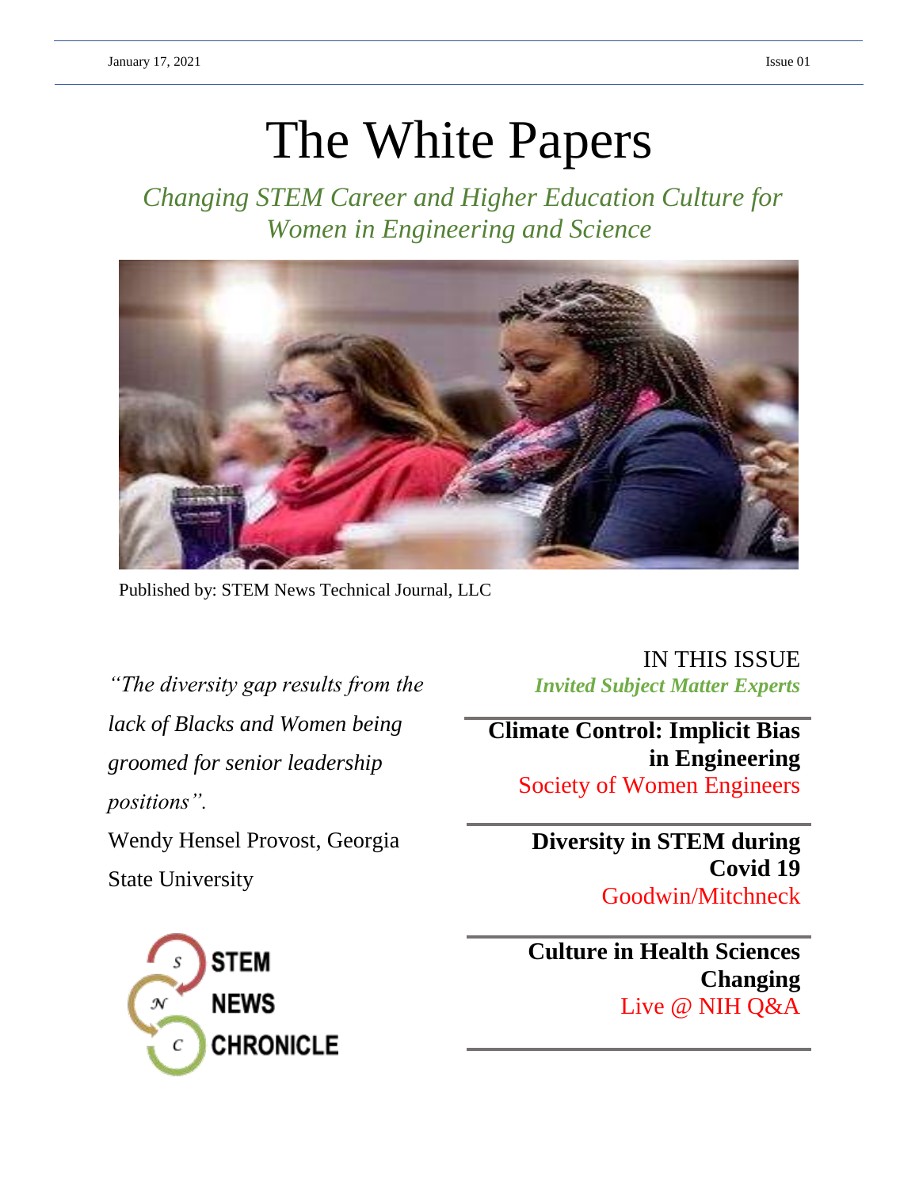January 17, 2021 — Issue 01

# The White Papers

*Changing STEM Career and Higher Education Culture for Women in Engineering and Science*

Published by: STEM News Technical Journal, LLC

*"The diversity gap results from the lack of Blacks and Women being groomed for senior leadership positions".*

Wendy Hensel Provost, Georgia State University

STEM NEWS CHRONICLE

## IN THIS ISSUE

*Invited Subject Matter Experts*

**Climate Control: Implicit Bias in Engineering**
Society of Women Engineers

**Diversity in STEM during Covid 19**
Goodwin/Mitchneck

**Culture in Health Sciences Changing**
Live @ NIH Q&A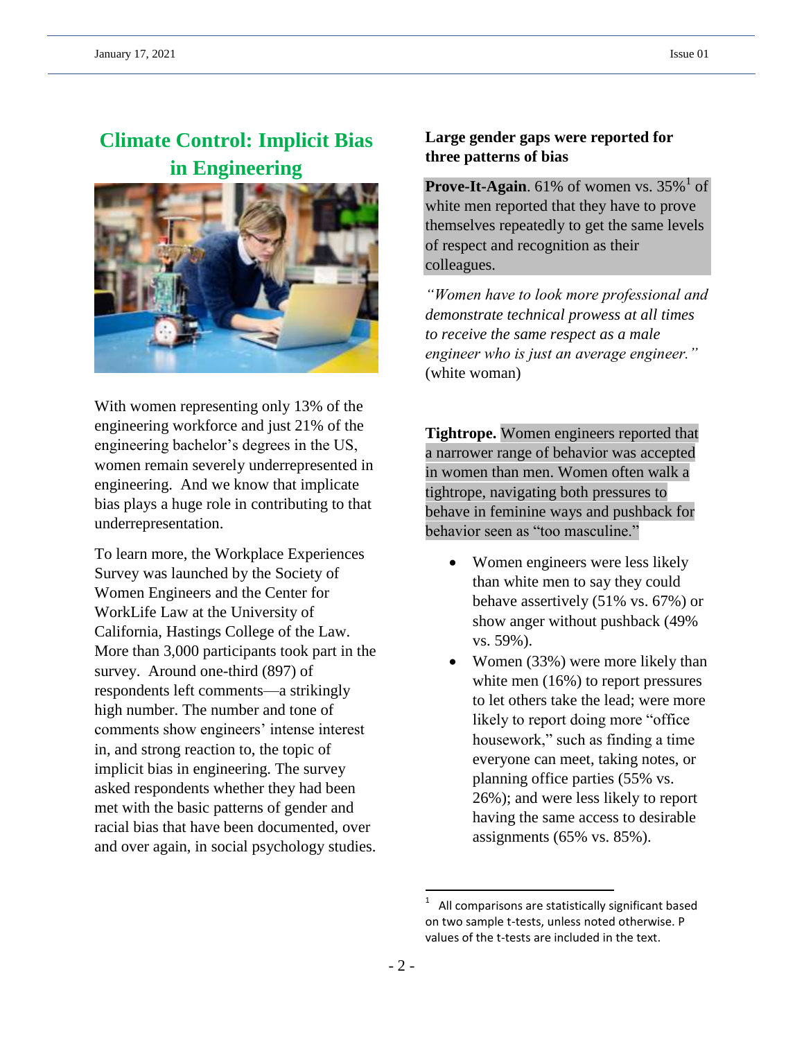# Climate Control: Implicit Bias in Engineering

With women representing only 13% of the engineering workforce and just 21% of the engineering bachelor's degrees in the US, women remain severely underrepresented in engineering. And we know that implicate bias plays a huge role in contributing to that underrepresentation.

To learn more, the Workplace Experiences Survey was launched by the Society of Women Engineers and the Center for WorkLife Law at the University of California, Hastings College of the Law. More than 3,000 participants took part in the survey. Around one-third (897) of respondents left comments—a strikingly high number. The number and tone of comments show engineers' intense interest in, and strong reaction to, the topic of implicit bias in engineering. The survey asked respondents whether they had been met with the basic patterns of gender and racial bias that have been documented, over and over again, in social psychology studies.

### Large gender gaps were reported for three patterns of bias

**Prove-It-Again**. 61% of women vs. 35%[1] of white men reported that they have to prove themselves repeatedly to get the same levels of respect and recognition as their colleagues.

*"Women have to look more professional and demonstrate technical prowess at all times to receive the same respect as a male engineer who is just an average engineer."* (white woman)

**Tightrope.** Women engineers reported that a narrower range of behavior was accepted in women than men. Women often walk a tightrope, navigating both pressures to behave in feminine ways and pushback for behavior seen as "too masculine."

- Women engineers were less likely than white men to say they could behave assertively (51% vs. 67%) or show anger without pushback (49% vs. 59%).
- Women (33%) were more likely than white men (16%) to report pressures to let others take the lead; were more likely to report doing more "office housework," such as finding a time everyone can meet, taking notes, or planning office parties (55% vs. 26%); and were less likely to report having the same access to desirable assignments (65% vs. 85%).

[1] All comparisons are statistically significant based on two sample t-tests, unless noted otherwise. P values of the t-tests are included in the text.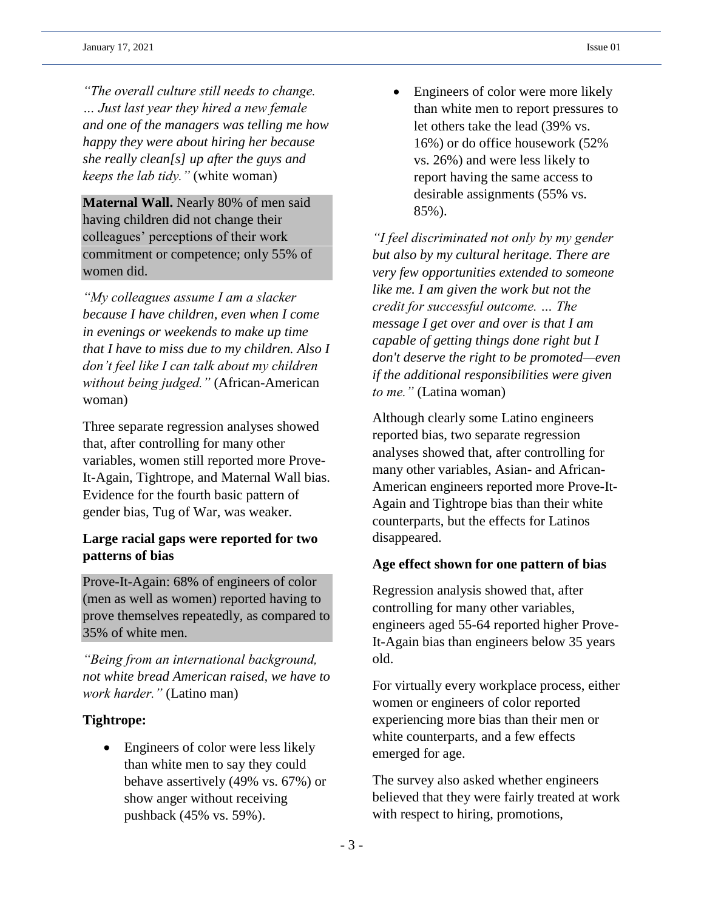*"The overall culture still needs to change. … Just last year they hired a new female and one of the managers was telling me how happy they were about hiring her because she really clean[s] up after the guys and keeps the lab tidy."* (white woman)

**Maternal Wall.** Nearly 80% of men said having children did not change their colleagues' perceptions of their work commitment or competence; only 55% of women did.

*"My colleagues assume I am a slacker because I have children, even when I come in evenings or weekends to make up time that I have to miss due to my children. Also I don't feel like I can talk about my children without being judged."* (African-American woman)

Three separate regression analyses showed that, after controlling for many other variables, women still reported more Prove-It-Again, Tightrope, and Maternal Wall bias. Evidence for the fourth basic pattern of gender bias, Tug of War, was weaker.

**Large racial gaps were reported for two patterns of bias**

Prove-It-Again: 68% of engineers of color (men as well as women) reported having to prove themselves repeatedly, as compared to 35% of white men.

*"Being from an international background, not white bread American raised, we have to work harder."* (Latino man)

**Tightrope:**

- Engineers of color were less likely than white men to say they could behave assertively (49% vs. 67%) or show anger without receiving pushback (45% vs. 59%).
- Engineers of color were more likely than white men to report pressures to let others take the lead (39% vs. 16%) or do office housework (52% vs. 26%) and were less likely to report having the same access to desirable assignments (55% vs. 85%).

*"I feel discriminated not only by my gender but also by my cultural heritage. There are very few opportunities extended to someone like me. I am given the work but not the credit for successful outcome. … The message I get over and over is that I am capable of getting things done right but I don't deserve the right to be promoted—even if the additional responsibilities were given to me."* (Latina woman)

Although clearly some Latino engineers reported bias, two separate regression analyses showed that, after controlling for many other variables, Asian- and African-American engineers reported more Prove-It-Again and Tightrope bias than their white counterparts, but the effects for Latinos disappeared.

**Age effect shown for one pattern of bias**

Regression analysis showed that, after controlling for many other variables, engineers aged 55-64 reported higher Prove-It-Again bias than engineers below 35 years old.

For virtually every workplace process, either women or engineers of color reported experiencing more bias than their men or white counterparts, and a few effects emerged for age.

The survey also asked whether engineers believed that they were fairly treated at work with respect to hiring, promotions,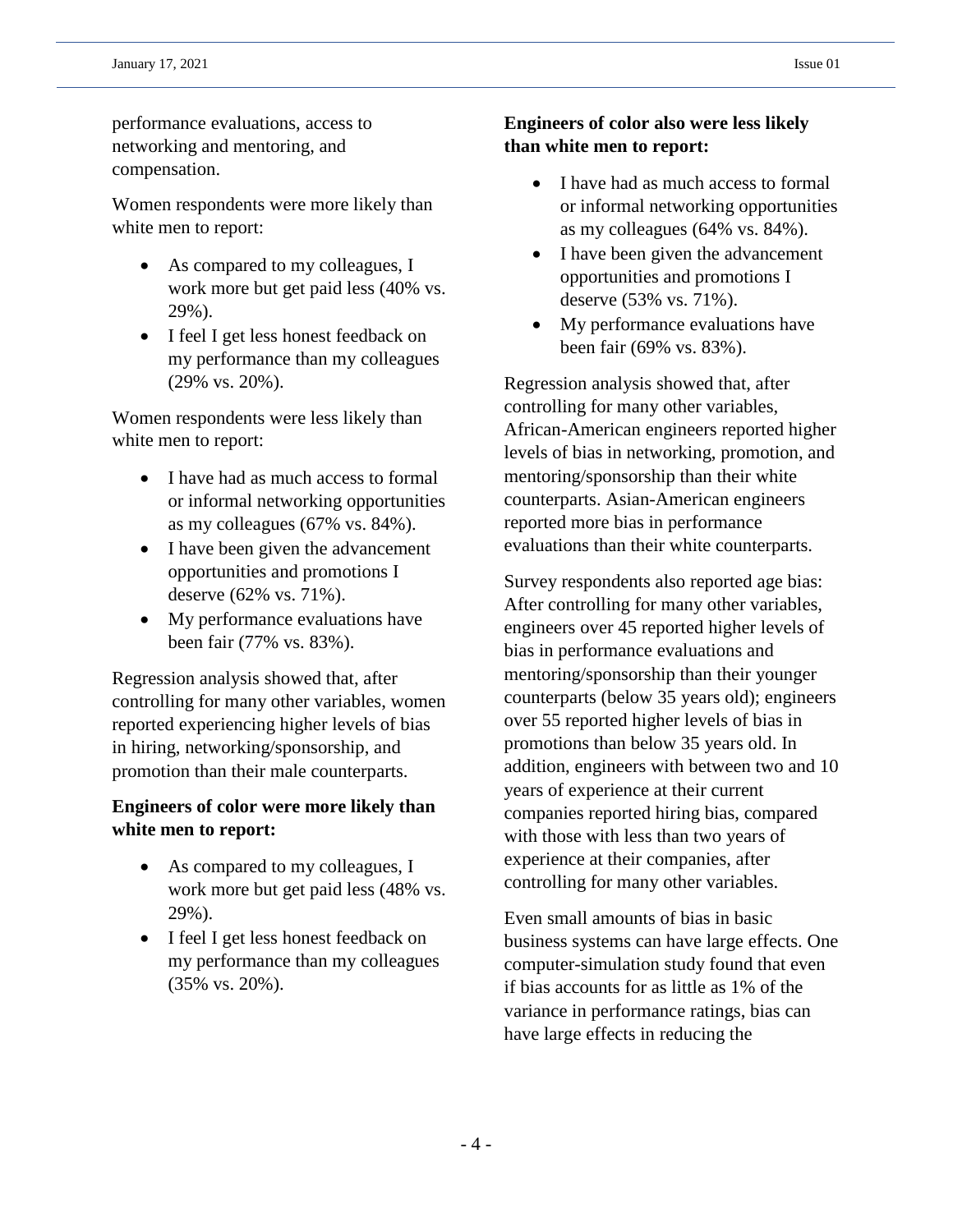performance evaluations, access to networking and mentoring, and compensation.

Women respondents were more likely than white men to report:

- As compared to my colleagues, I work more but get paid less (40% vs. 29%).
- I feel I get less honest feedback on my performance than my colleagues (29% vs. 20%).

Women respondents were less likely than white men to report:

- I have had as much access to formal or informal networking opportunities as my colleagues (67% vs. 84%).
- I have been given the advancement opportunities and promotions I deserve (62% vs. 71%).
- My performance evaluations have been fair (77% vs. 83%).

Regression analysis showed that, after controlling for many other variables, women reported experiencing higher levels of bias in hiring, networking/sponsorship, and promotion than their male counterparts.

**Engineers of color were more likely than white men to report:**

- As compared to my colleagues, I work more but get paid less (48% vs. 29%).
- I feel I get less honest feedback on my performance than my colleagues (35% vs. 20%).

**Engineers of color also were less likely than white men to report:**

- I have had as much access to formal or informal networking opportunities as my colleagues (64% vs. 84%).
- I have been given the advancement opportunities and promotions I deserve (53% vs. 71%).
- My performance evaluations have been fair (69% vs. 83%).

Regression analysis showed that, after controlling for many other variables, African-American engineers reported higher levels of bias in networking, promotion, and mentoring/sponsorship than their white counterparts. Asian-American engineers reported more bias in performance evaluations than their white counterparts.

Survey respondents also reported age bias: After controlling for many other variables, engineers over 45 reported higher levels of bias in performance evaluations and mentoring/sponsorship than their younger counterparts (below 35 years old); engineers over 55 reported higher levels of bias in promotions than below 35 years old. In addition, engineers with between two and 10 years of experience at their current companies reported hiring bias, compared with those with less than two years of experience at their companies, after controlling for many other variables.

Even small amounts of bias in basic business systems can have large effects. One computer-simulation study found that even if bias accounts for as little as 1% of the variance in performance ratings, bias can have large effects in reducing the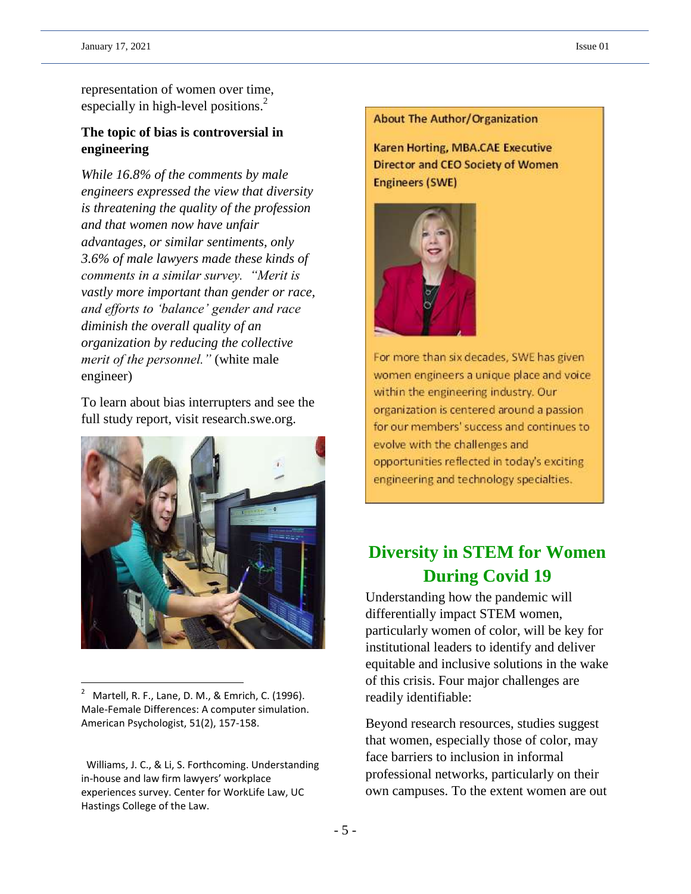representation of women over time, especially in high-level positions.[2]

**The topic of bias is controversial in engineering**

*While 16.8% of the comments by male engineers expressed the view that diversity is threatening the quality of the profession and that women now have unfair advantages, or similar sentiments, only 3.6% of male lawyers made these kinds of comments in a similar survey. "Merit is vastly more important than gender or race, and efforts to 'balance' gender and race diminish the overall quality of an organization by reducing the collective merit of the personnel."* (white male engineer)

To learn about bias interrupters and see the full study report, visit research.swe.org.

[2] Martell, R. F., Lane, D. M., & Emrich, C. (1996). Male-Female Differences: A computer simulation. American Psychologist, 51(2), 157-158.

Williams, J. C., & Li, S. Forthcoming. Understanding in-house and law firm lawyers' workplace experiences survey. Center for WorkLife Law, UC Hastings College of the Law.

**About The Author/Organization**

**Karen Horting, MBA.CAE Executive Director and CEO Society of Women Engineers (SWE)**

For more than six decades, SWE has given women engineers a unique place and voice within the engineering industry. Our organization is centered around a passion for our members' success and continues to evolve with the challenges and opportunities reflected in today's exciting engineering and technology specialties.

## Diversity in STEM for Women During Covid 19

Understanding how the pandemic will differentially impact STEM women, particularly women of color, will be key for institutional leaders to identify and deliver equitable and inclusive solutions in the wake of this crisis. Four major challenges are readily identifiable:

Beyond research resources, studies suggest that women, especially those of color, may face barriers to inclusion in informal professional networks, particularly on their own campuses. To the extent women are out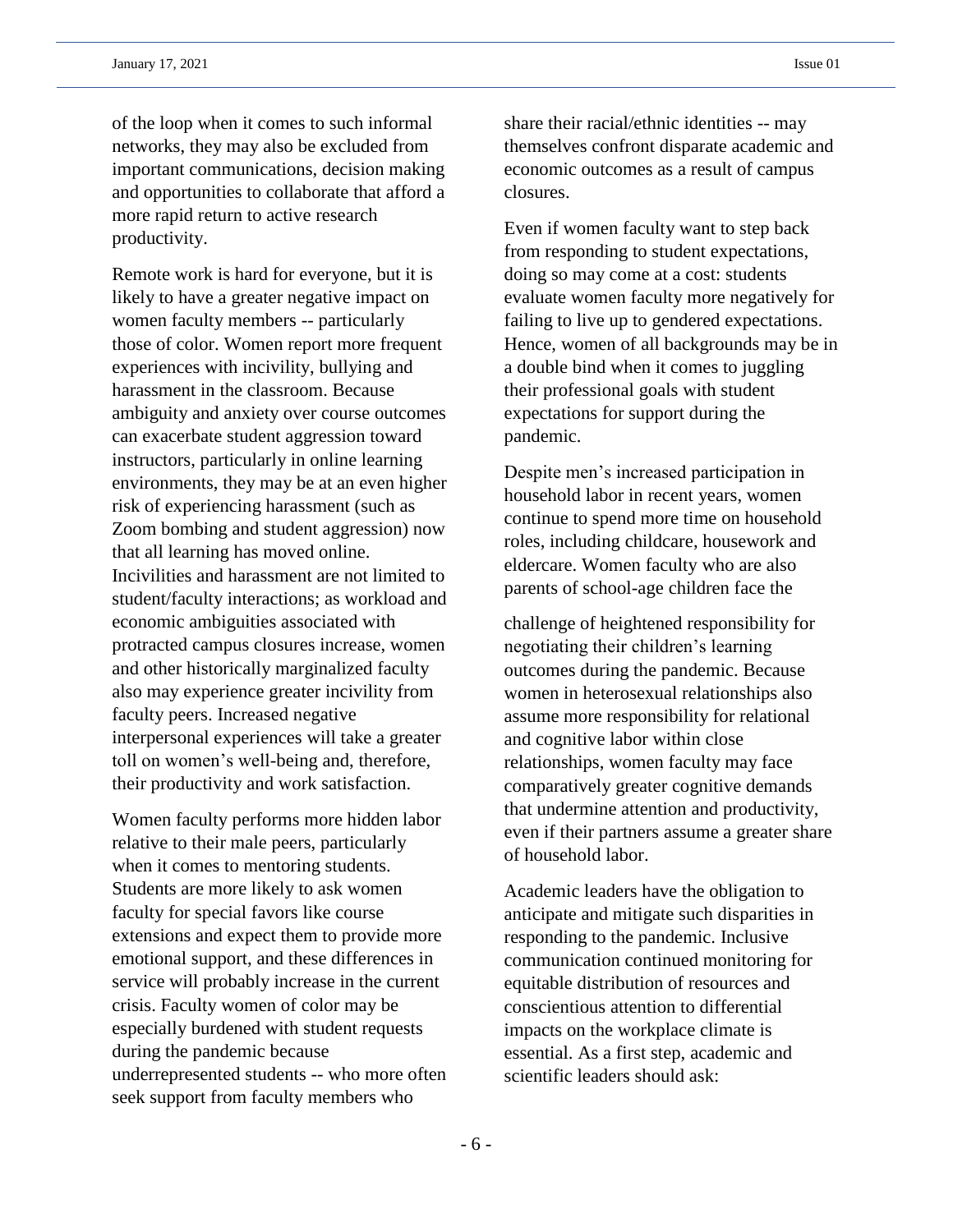of the loop when it comes to such informal networks, they may also be excluded from important communications, decision making and opportunities to collaborate that afford a more rapid return to active research productivity.

Remote work is hard for everyone, but it is likely to have a greater negative impact on women faculty members -- particularly those of color. Women report more frequent experiences with incivility, bullying and harassment in the classroom. Because ambiguity and anxiety over course outcomes can exacerbate student aggression toward instructors, particularly in online learning environments, they may be at an even higher risk of experiencing harassment (such as Zoom bombing and student aggression) now that all learning has moved online. Incivilities and harassment are not limited to student/faculty interactions; as workload and economic ambiguities associated with protracted campus closures increase, women and other historically marginalized faculty also may experience greater incivility from faculty peers. Increased negative interpersonal experiences will take a greater toll on women's well-being and, therefore, their productivity and work satisfaction.

Women faculty performs more hidden labor relative to their male peers, particularly when it comes to mentoring students. Students are more likely to ask women faculty for special favors like course extensions and expect them to provide more emotional support, and these differences in service will probably increase in the current crisis. Faculty women of color may be especially burdened with student requests during the pandemic because underrepresented students -- who more often seek support from faculty members who share their racial/ethnic identities -- may themselves confront disparate academic and economic outcomes as a result of campus closures.

Even if women faculty want to step back from responding to student expectations, doing so may come at a cost: students evaluate women faculty more negatively for failing to live up to gendered expectations. Hence, women of all backgrounds may be in a double bind when it comes to juggling their professional goals with student expectations for support during the pandemic.

Despite men's increased participation in household labor in recent years, women continue to spend more time on household roles, including childcare, housework and eldercare. Women faculty who are also parents of school-age children face the challenge of heightened responsibility for negotiating their children's learning outcomes during the pandemic. Because women in heterosexual relationships also assume more responsibility for relational and cognitive labor within close relationships, women faculty may face comparatively greater cognitive demands that undermine attention and productivity, even if their partners assume a greater share of household labor.

Academic leaders have the obligation to anticipate and mitigate such disparities in responding to the pandemic. Inclusive communication continued monitoring for equitable distribution of resources and conscientious attention to differential impacts on the workplace climate is essential. As a first step, academic and scientific leaders should ask: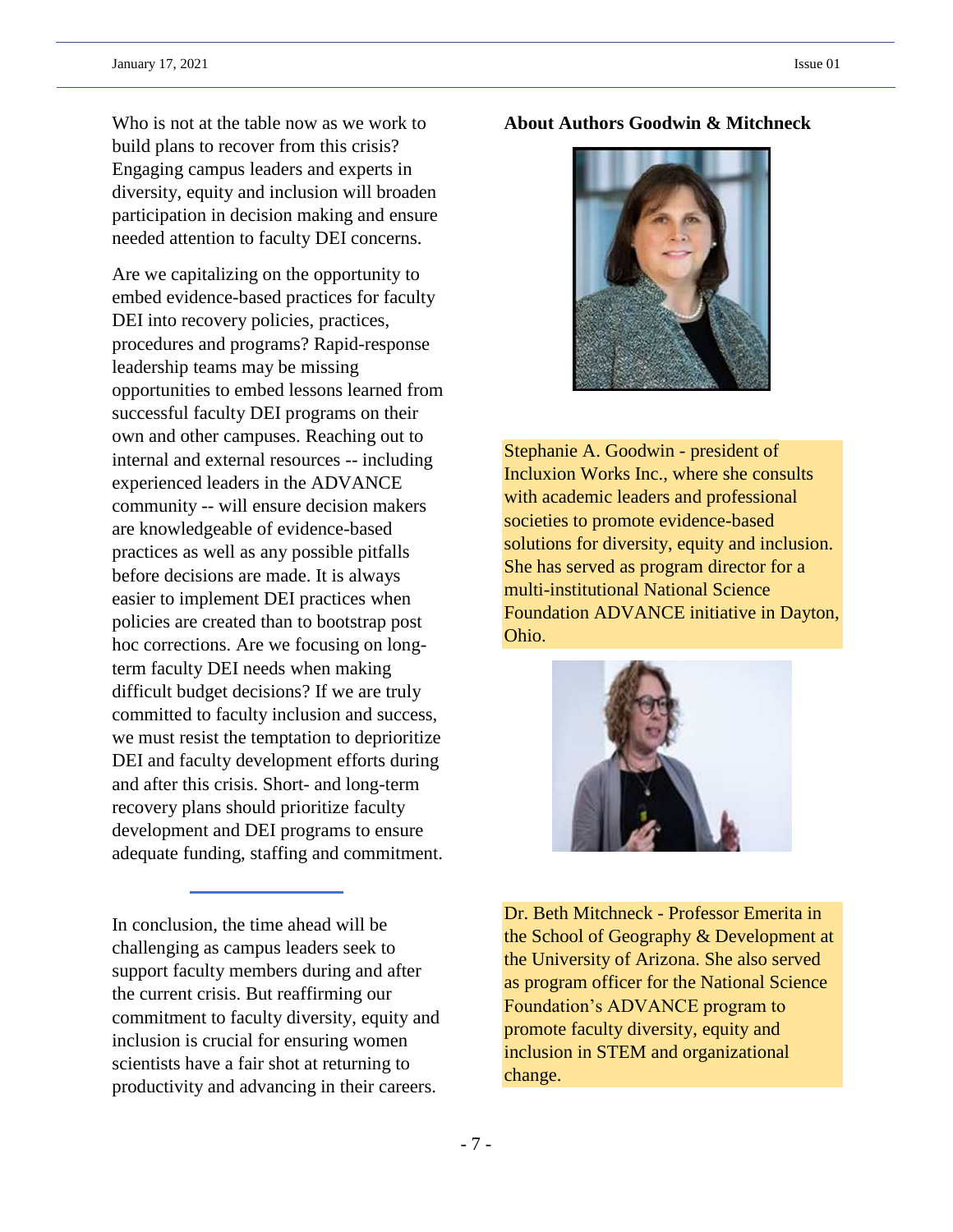Who is not at the table now as we work to build plans to recover from this crisis? Engaging campus leaders and experts in diversity, equity and inclusion will broaden participation in decision making and ensure needed attention to faculty DEI concerns.

Are we capitalizing on the opportunity to embed evidence-based practices for faculty DEI into recovery policies, practices, procedures and programs? Rapid-response leadership teams may be missing opportunities to embed lessons learned from successful faculty DEI programs on their own and other campuses. Reaching out to internal and external resources -- including experienced leaders in the ADVANCE community -- will ensure decision makers are knowledgeable of evidence-based practices as well as any possible pitfalls before decisions are made. It is always easier to implement DEI practices when policies are created than to bootstrap post hoc corrections. Are we focusing on long-term faculty DEI needs when making difficult budget decisions? If we are truly committed to faculty inclusion and success, we must resist the temptation to deprioritize DEI and faculty development efforts during and after this crisis. Short- and long-term recovery plans should prioritize faculty development and DEI programs to ensure adequate funding, staffing and commitment.

In conclusion, the time ahead will be challenging as campus leaders seek to support faculty members during and after the current crisis. But reaffirming our commitment to faculty diversity, equity and inclusion is crucial for ensuring women scientists have a fair shot at returning to productivity and advancing in their careers.

**About Authors Goodwin & Mitchneck**

Stephanie A. Goodwin - president of Incluxion Works Inc., where she consults with academic leaders and professional societies to promote evidence-based solutions for diversity, equity and inclusion. She has served as program director for a multi-institutional National Science Foundation ADVANCE initiative in Dayton, Ohio.

Dr. Beth Mitchneck - Professor Emerita in the School of Geography & Development at the University of Arizona. She also served as program officer for the National Science Foundation's ADVANCE program to promote faculty diversity, equity and inclusion in STEM and organizational change.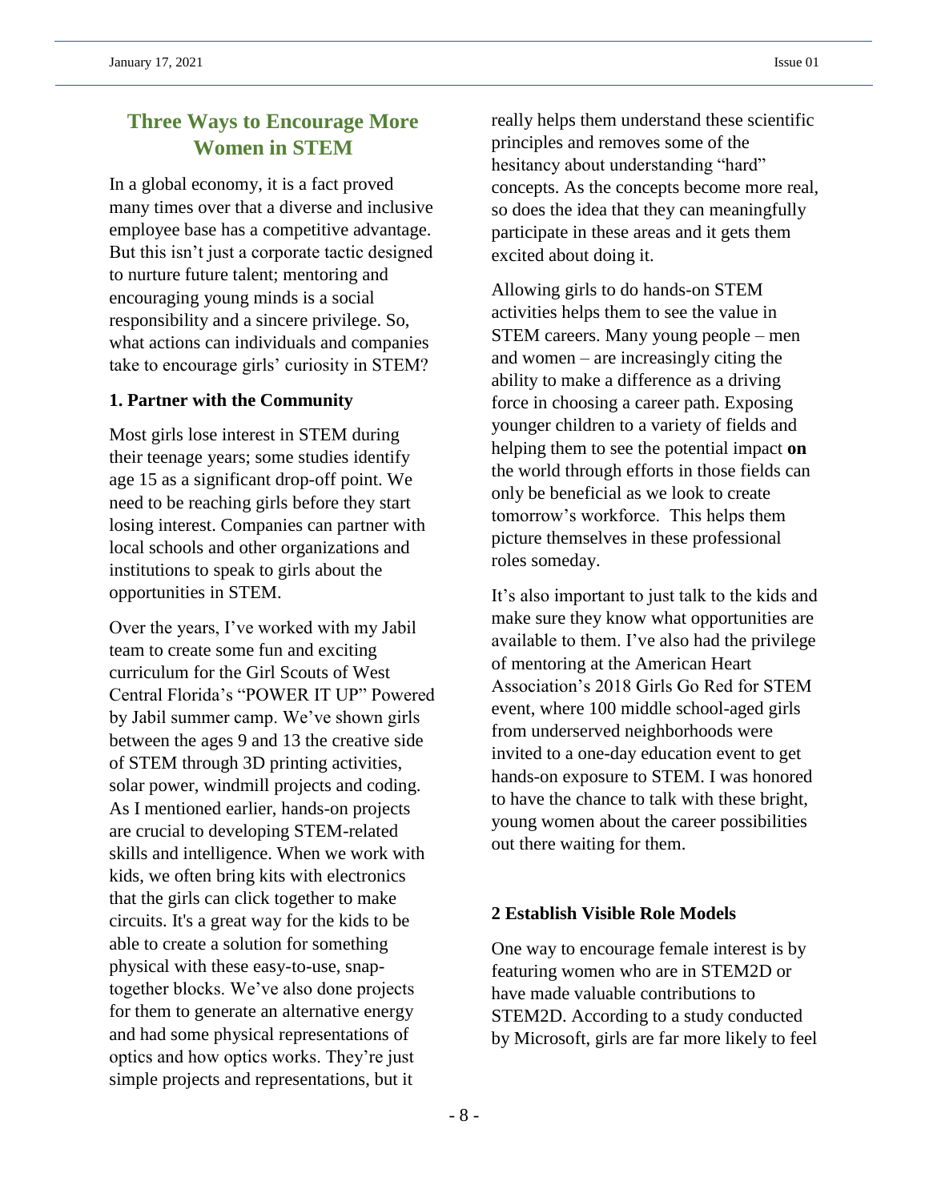## Three Ways to Encourage More Women in STEM

In a global economy, it is a fact proved many times over that a diverse and inclusive employee base has a competitive advantage. But this isn't just a corporate tactic designed to nurture future talent; mentoring and encouraging young minds is a social responsibility and a sincere privilege. So, what actions can individuals and companies take to encourage girls' curiosity in STEM?

### 1. Partner with the Community

Most girls lose interest in STEM during their teenage years; some studies identify age 15 as a significant drop-off point. We need to be reaching girls before they start losing interest. Companies can partner with local schools and other organizations and institutions to speak to girls about the opportunities in STEM.

Over the years, I've worked with my Jabil team to create some fun and exciting curriculum for the Girl Scouts of West Central Florida's "POWER IT UP" Powered by Jabil summer camp. We've shown girls between the ages 9 and 13 the creative side of STEM through 3D printing activities, solar power, windmill projects and coding. As I mentioned earlier, hands-on projects are crucial to developing STEM-related skills and intelligence. When we work with kids, we often bring kits with electronics that the girls can click together to make circuits. It's a great way for the kids to be able to create a solution for something physical with these easy-to-use, snap-together blocks. We've also done projects for them to generate an alternative energy and had some physical representations of optics and how optics works. They're just simple projects and representations, but it really helps them understand these scientific principles and removes some of the hesitancy about understanding "hard" concepts. As the concepts become more real, so does the idea that they can meaningfully participate in these areas and it gets them excited about doing it.

Allowing girls to do hands-on STEM activities helps them to see the value in STEM careers. Many young people – men and women – are increasingly citing the ability to make a difference as a driving force in choosing a career path. Exposing younger children to a variety of fields and helping them to see the potential impact **on** the world through efforts in those fields can only be beneficial as we look to create tomorrow's workforce. This helps them picture themselves in these professional roles someday.

It's also important to just talk to the kids and make sure they know what opportunities are available to them. I've also had the privilege of mentoring at the American Heart Association's 2018 Girls Go Red for STEM event, where 100 middle school-aged girls from underserved neighborhoods were invited to a one-day education event to get hands-on exposure to STEM. I was honored to have the chance to talk with these bright, young women about the career possibilities out there waiting for them.

### 2 Establish Visible Role Models

One way to encourage female interest is by featuring women who are in STEM2D or have made valuable contributions to STEM2D. According to a study conducted by Microsoft, girls are far more likely to feel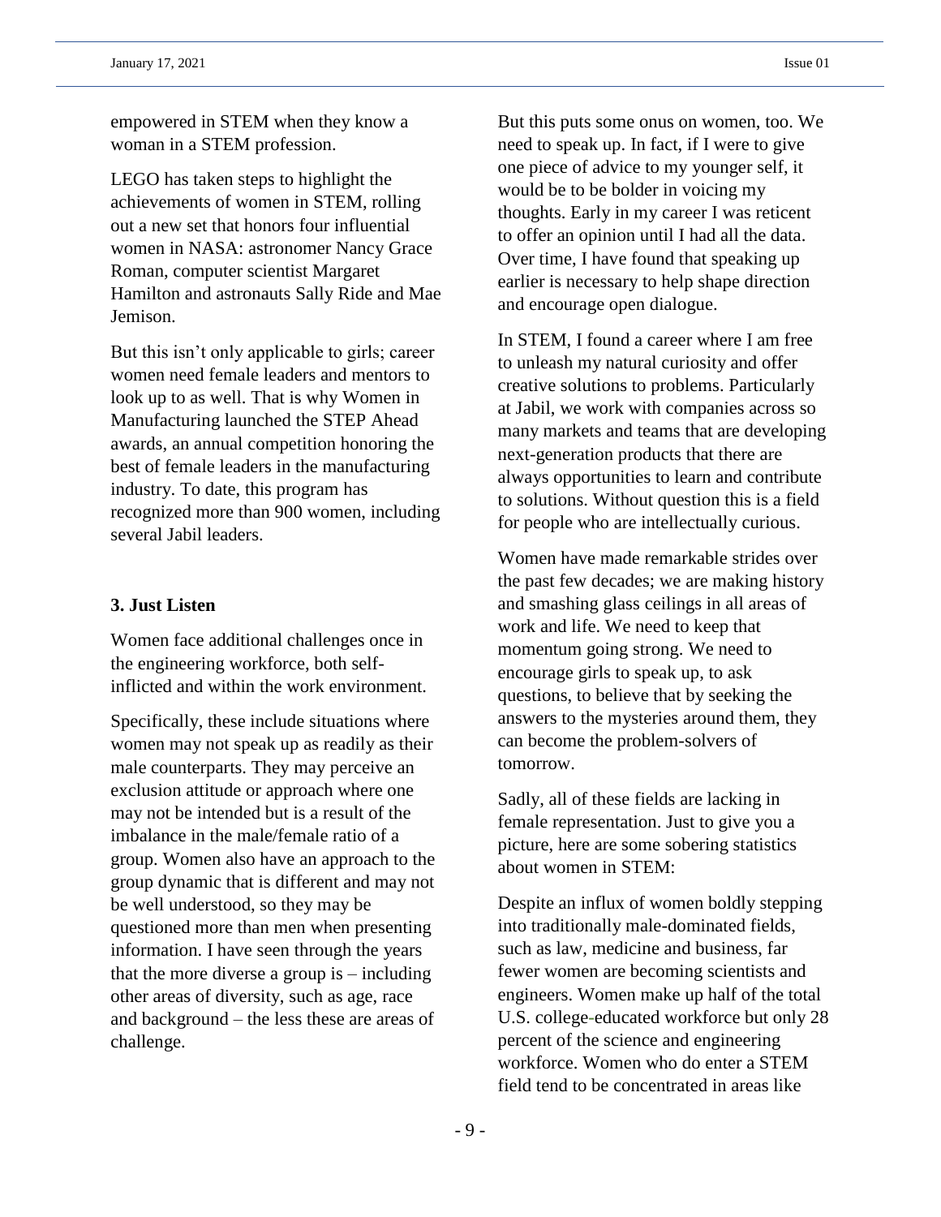empowered in STEM when they know a woman in a STEM profession.

LEGO has taken steps to highlight the achievements of women in STEM, rolling out a new set that honors four influential women in NASA: astronomer Nancy Grace Roman, computer scientist Margaret Hamilton and astronauts Sally Ride and Mae Jemison.

But this isn't only applicable to girls; career women need female leaders and mentors to look up to as well. That is why Women in Manufacturing launched the STEP Ahead awards, an annual competition honoring the best of female leaders in the manufacturing industry. To date, this program has recognized more than 900 women, including several Jabil leaders.

**3. Just Listen**

Women face additional challenges once in the engineering workforce, both self-inflicted and within the work environment.

Specifically, these include situations where women may not speak up as readily as their male counterparts. They may perceive an exclusion attitude or approach where one may not be intended but is a result of the imbalance in the male/female ratio of a group. Women also have an approach to the group dynamic that is different and may not be well understood, so they may be questioned more than men when presenting information. I have seen through the years that the more diverse a group is – including other areas of diversity, such as age, race and background – the less these are areas of challenge.

But this puts some onus on women, too. We need to speak up. In fact, if I were to give one piece of advice to my younger self, it would be to be bolder in voicing my thoughts. Early in my career I was reticent to offer an opinion until I had all the data. Over time, I have found that speaking up earlier is necessary to help shape direction and encourage open dialogue.

In STEM, I found a career where I am free to unleash my natural curiosity and offer creative solutions to problems. Particularly at Jabil, we work with companies across so many markets and teams that are developing next-generation products that there are always opportunities to learn and contribute to solutions. Without question this is a field for people who are intellectually curious.

Women have made remarkable strides over the past few decades; we are making history and smashing glass ceilings in all areas of work and life. We need to keep that momentum going strong. We need to encourage girls to speak up, to ask questions, to believe that by seeking the answers to the mysteries around them, they can become the problem-solvers of tomorrow.

Sadly, all of these fields are lacking in female representation. Just to give you a picture, here are some sobering statistics about women in STEM:

Despite an influx of women boldly stepping into traditionally male-dominated fields, such as law, medicine and business, far fewer women are becoming scientists and engineers. Women make up half of the total U.S. college-educated workforce but only 28 percent of the science and engineering workforce. Women who do enter a STEM field tend to be concentrated in areas like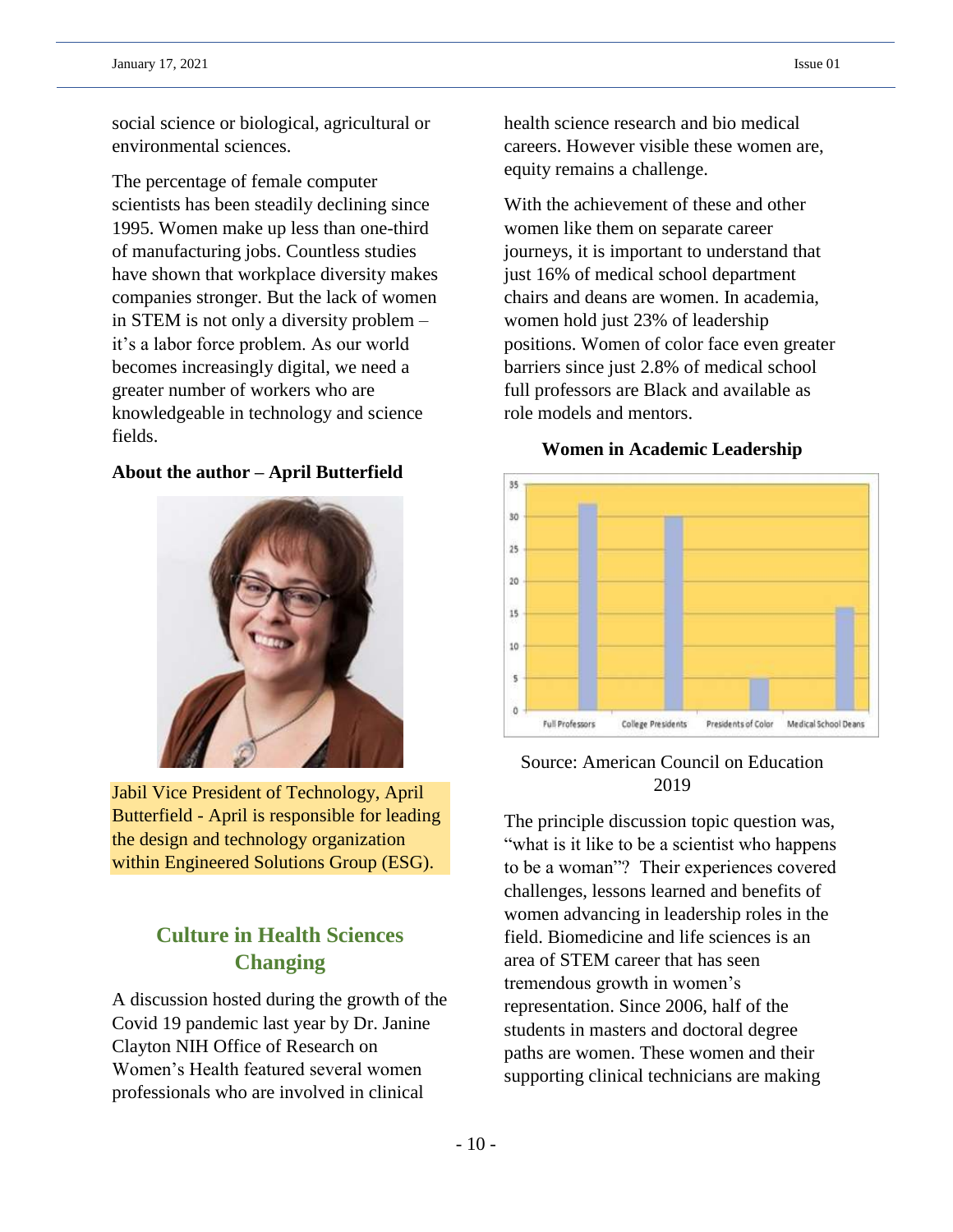social science or biological, agricultural or environmental sciences.

The percentage of female computer scientists has been steadily declining since 1995. Women make up less than one-third of manufacturing jobs. Countless studies have shown that workplace diversity makes companies stronger. But the lack of women in STEM is not only a diversity problem – it's a labor force problem. As our world becomes increasingly digital, we need a greater number of workers who are knowledgeable in technology and science fields.

**About the author – April Butterfield**

Jabil Vice President of Technology, April Butterfield - April is responsible for leading the design and technology organization within Engineered Solutions Group (ESG).

## Culture in Health Sciences Changing

A discussion hosted during the growth of the Covid 19 pandemic last year by Dr. Janine Clayton NIH Office of Research on Women's Health featured several women professionals who are involved in clinical health science research and bio medical careers. However visible these women are, equity remains a challenge.

With the achievement of these and other women like them on separate career journeys, it is important to understand that just 16% of medical school department chairs and deans are women. In academia, women hold just 23% of leadership positions. Women of color face even greater barriers since just 2.8% of medical school full professors are Black and available as role models and mentors.

**Women in Academic Leadership**

Source: American Council on Education 2019

The principle discussion topic question was, "what is it like to be a scientist who happens to be a woman"? Their experiences covered challenges, lessons learned and benefits of women advancing in leadership roles in the field. Biomedicine and life sciences is an area of STEM career that has seen tremendous growth in women's representation. Since 2006, half of the students in masters and doctoral degree paths are women. These women and their supporting clinical technicians are making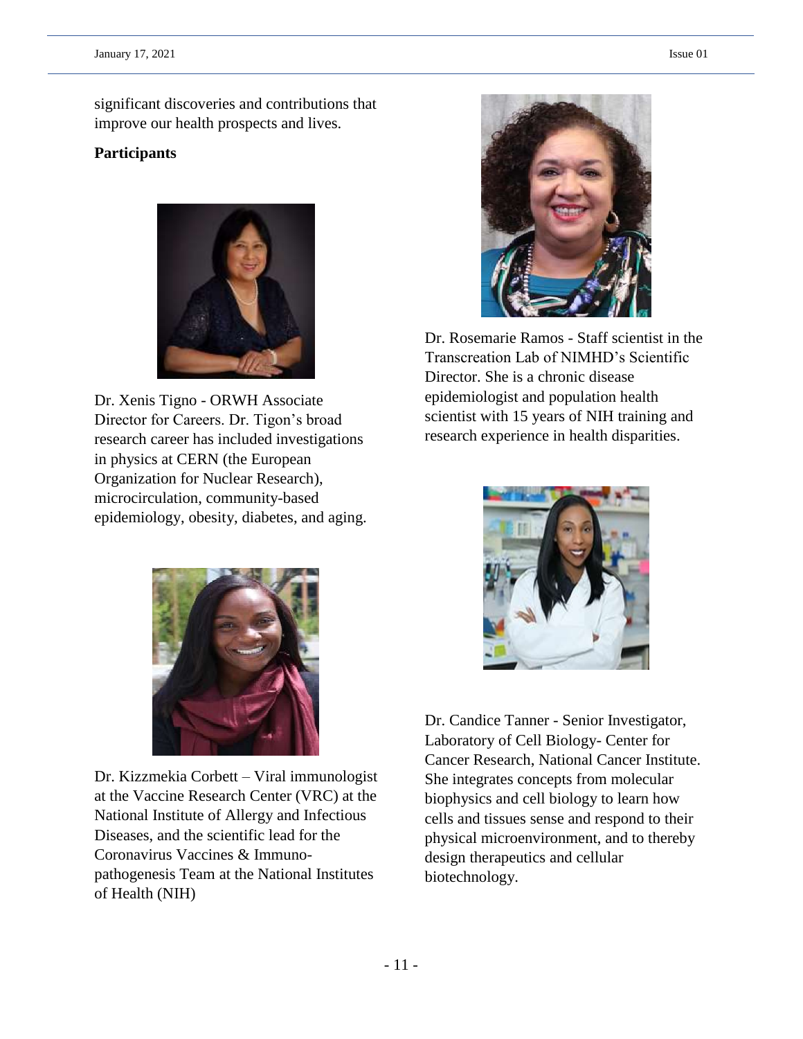significant discoveries and contributions that improve our health prospects and lives.

**Participants**

Dr. Xenis Tigno - ORWH Associate Director for Careers. Dr. Tigon's broad research career has included investigations in physics at CERN (the European Organization for Nuclear Research), microcirculation, community-based epidemiology, obesity, diabetes, and aging.

Dr. Kizzmekia Corbett – Viral immunologist at the Vaccine Research Center (VRC) at the National Institute of Allergy and Infectious Diseases, and the scientific lead for the Coronavirus Vaccines & Immuno-pathogenesis Team at the National Institutes of Health (NIH)

Dr. Rosemarie Ramos - Staff scientist in the Transcreation Lab of NIMHD's Scientific Director. She is a chronic disease epidemiologist and population health scientist with 15 years of NIH training and research experience in health disparities.

Dr. Candice Tanner - Senior Investigator, Laboratory of Cell Biology- Center for Cancer Research, National Cancer Institute. She integrates concepts from molecular biophysics and cell biology to learn how cells and tissues sense and respond to their physical microenvironment, and to thereby design therapeutics and cellular biotechnology.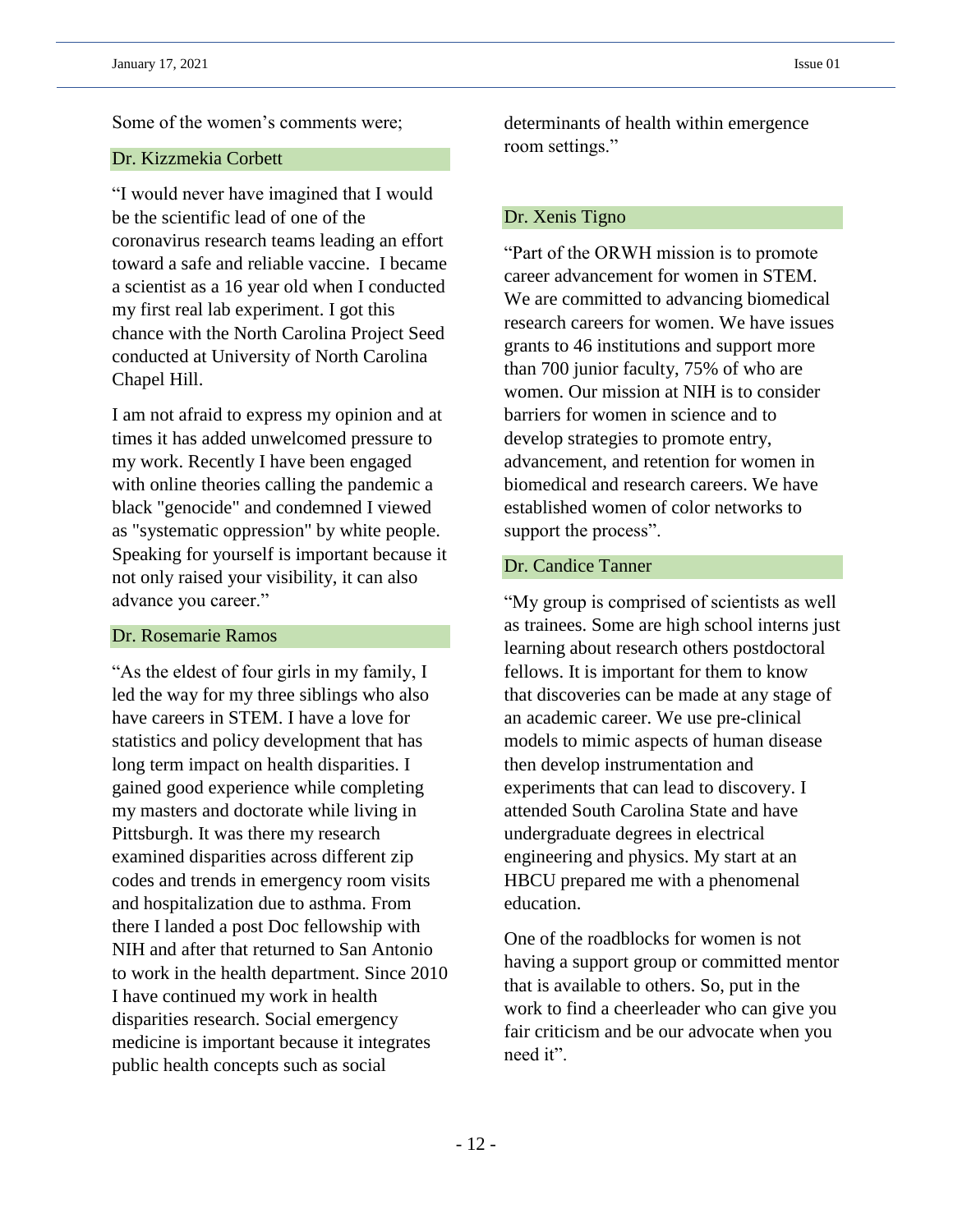Some of the women's comments were;

### Dr. Kizzmekia Corbett

"I would never have imagined that I would be the scientific lead of one of the coronavirus research teams leading an effort toward a safe and reliable vaccine. I became a scientist as a 16 year old when I conducted my first real lab experiment. I got this chance with the North Carolina Project Seed conducted at University of North Carolina Chapel Hill.

I am not afraid to express my opinion and at times it has added unwelcomed pressure to my work. Recently I have been engaged with online theories calling the pandemic a black "genocide" and condemned I viewed as "systematic oppression" by white people. Speaking for yourself is important because it not only raised your visibility, it can also advance you career."

### Dr. Rosemarie Ramos

"As the eldest of four girls in my family, I led the way for my three siblings who also have careers in STEM. I have a love for statistics and policy development that has long term impact on health disparities. I gained good experience while completing my masters and doctorate while living in Pittsburgh. It was there my research examined disparities across different zip codes and trends in emergency room visits and hospitalization due to asthma. From there I landed a post Doc fellowship with NIH and after that returned to San Antonio to work in the health department. Since 2010 I have continued my work in health disparities research. Social emergency medicine is important because it integrates public health concepts such as social determinants of health within emergence room settings."

### Dr. Xenis Tigno

"Part of the ORWH mission is to promote career advancement for women in STEM. We are committed to advancing biomedical research careers for women. We have issues grants to 46 institutions and support more than 700 junior faculty, 75% of who are women. Our mission at NIH is to consider barriers for women in science and to develop strategies to promote entry, advancement, and retention for women in biomedical and research careers. We have established women of color networks to support the process".

### Dr. Candice Tanner

"My group is comprised of scientists as well as trainees. Some are high school interns just learning about research others postdoctoral fellows. It is important for them to know that discoveries can be made at any stage of an academic career. We use pre-clinical models to mimic aspects of human disease then develop instrumentation and experiments that can lead to discovery. I attended South Carolina State and have undergraduate degrees in electrical engineering and physics. My start at an HBCU prepared me with a phenomenal education.

One of the roadblocks for women is not having a support group or committed mentor that is available to others. So, put in the work to find a cheerleader who can give you fair criticism and be our advocate when you need it".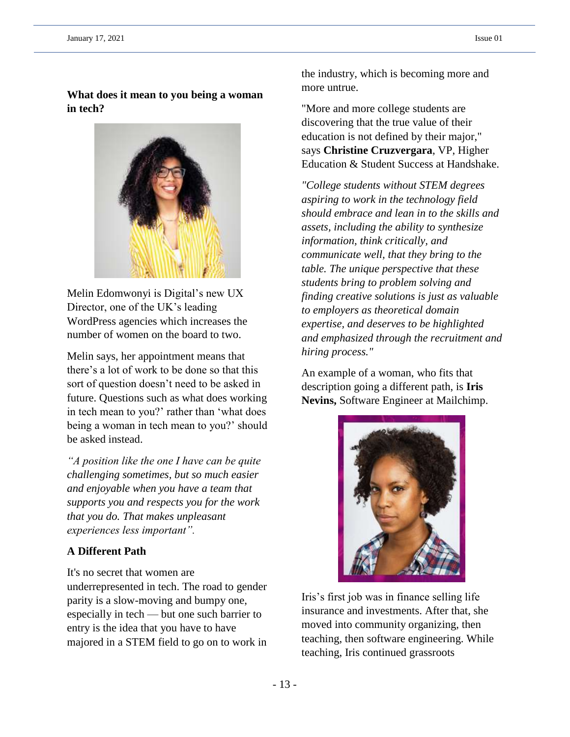**What does it mean to you being a woman in tech?**

Melin Edomwonyi is Digital's new UX Director, one of the UK's leading WordPress agencies which increases the number of women on the board to two.

Melin says, her appointment means that there's a lot of work to be done so that this sort of question doesn't need to be asked in future. Questions such as what does working in tech mean to you?' rather than 'what does being a woman in tech mean to you?' should be asked instead.

*"A position like the one I have can be quite challenging sometimes, but so much easier and enjoyable when you have a team that supports you and respects you for the work that you do. That makes unpleasant experiences less important".*

**A Different Path**

It's no secret that women are underrepresented in tech. The road to gender parity is a slow-moving and bumpy one, especially in tech — but one such barrier to entry is the idea that you have to have majored in a STEM field to go on to work in the industry, which is becoming more and more untrue.

"More and more college students are discovering that the true value of their education is not defined by their major," says **Christine Cruzvergara**, VP, Higher Education & Student Success at Handshake.

*"College students without STEM degrees aspiring to work in the technology field should embrace and lean in to the skills and assets, including the ability to synthesize information, think critically, and communicate well, that they bring to the table. The unique perspective that these students bring to problem solving and finding creative solutions is just as valuable to employers as theoretical domain expertise, and deserves to be highlighted and emphasized through the recruitment and hiring process."*

An example of a woman, who fits that description going a different path, is **Iris Nevins,** Software Engineer at Mailchimp.

Iris's first job was in finance selling life insurance and investments. After that, she moved into community organizing, then teaching, then software engineering. While teaching, Iris continued grassroots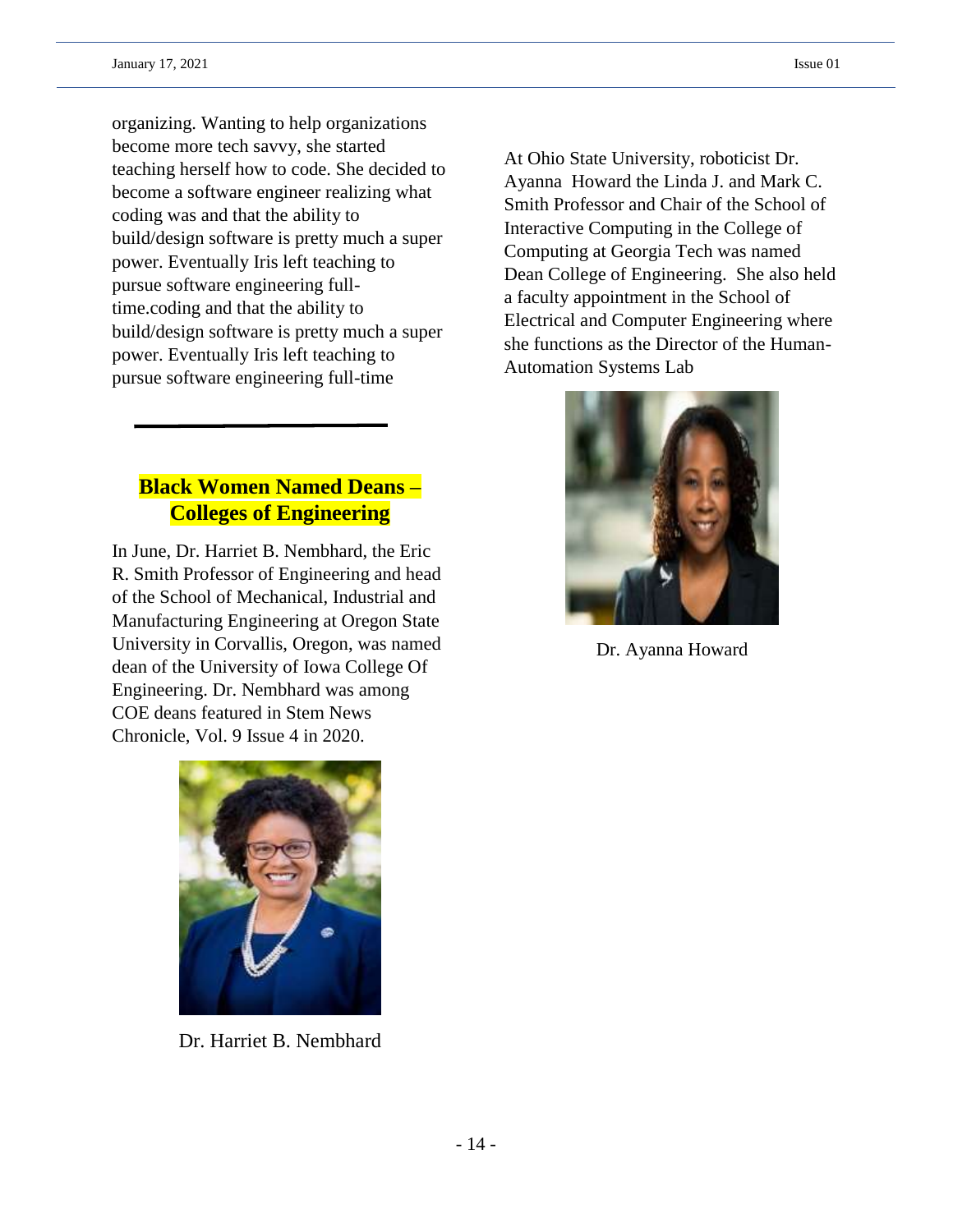organizing. Wanting to help organizations become more tech savvy, she started teaching herself how to code. She decided to become a software engineer realizing what coding was and that the ability to build/design software is pretty much a super power. Eventually Iris left teaching to pursue software engineering full-time.coding and that the ability to build/design software is pretty much a super power. Eventually Iris left teaching to pursue software engineering full-time

---

## Black Women Named Deans – Colleges of Engineering

In June, Dr. Harriet B. Nembhard, the Eric R. Smith Professor of Engineering and head of the School of Mechanical, Industrial and Manufacturing Engineering at Oregon State University in Corvallis, Oregon, was named dean of the University of Iowa College Of Engineering. Dr. Nembhard was among COE deans featured in Stem News Chronicle, Vol. 9 Issue 4 in 2020.

Dr. Harriet B. Nembhard

At Ohio State University, roboticist Dr. Ayanna Howard the Linda J. and Mark C. Smith Professor and Chair of the School of Interactive Computing in the College of Computing at Georgia Tech was named Dean College of Engineering. She also held a faculty appointment in the School of Electrical and Computer Engineering where she functions as the Director of the Human-Automation Systems Lab

Dr. Ayanna Howard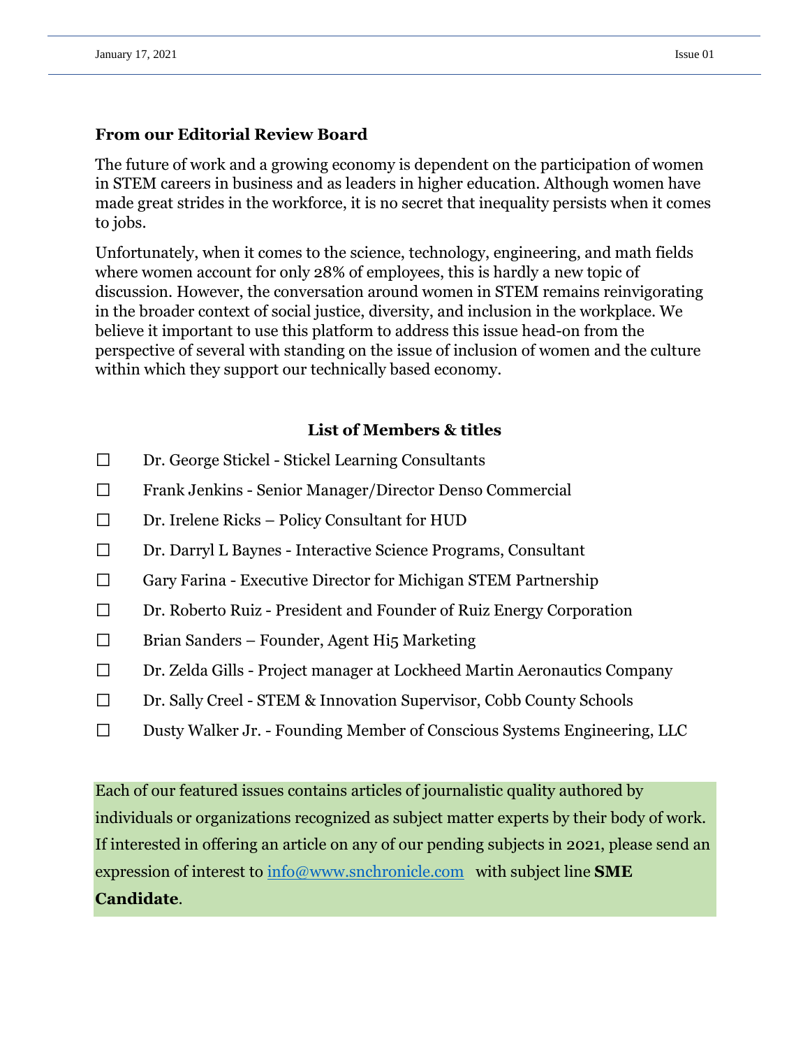## From our Editorial Review Board

The future of work and a growing economy is dependent on the participation of women in STEM careers in business and as leaders in higher education. Although women have made great strides in the workforce, it is no secret that inequality persists when it comes to jobs.

Unfortunately, when it comes to the science, technology, engineering, and math fields where women account for only 28% of employees, this is hardly a new topic of discussion. However, the conversation around women in STEM remains reinvigorating in the broader context of social justice, diversity, and inclusion in the workplace. We believe it important to use this platform to address this issue head-on from the perspective of several with standing on the issue of inclusion of women and the culture within which they support our technically based economy.

### List of Members & titles

- ☐ Dr. George Stickel - Stickel Learning Consultants
- ☐ Frank Jenkins - Senior Manager/Director Denso Commercial
- ☐ Dr. Irelene Ricks – Policy Consultant for HUD
- ☐ Dr. Darryl L Baynes - Interactive Science Programs, Consultant
- ☐ Gary Farina - Executive Director for Michigan STEM Partnership
- ☐ Dr. Roberto Ruiz - President and Founder of Ruiz Energy Corporation
- ☐ Brian Sanders – Founder, Agent Hi5 Marketing
- ☐ Dr. Zelda Gills - Project manager at Lockheed Martin Aeronautics Company
- ☐ Dr. Sally Creel - STEM & Innovation Supervisor, Cobb County Schools
- ☐ Dusty Walker Jr. - Founding Member of Conscious Systems Engineering, LLC

Each of our featured issues contains articles of journalistic quality authored by individuals or organizations recognized as subject matter experts by their body of work. If interested in offering an article on any of our pending subjects in 2021, please send an expression of interest to info@www.snchronicle.com with subject line **SME Candidate**.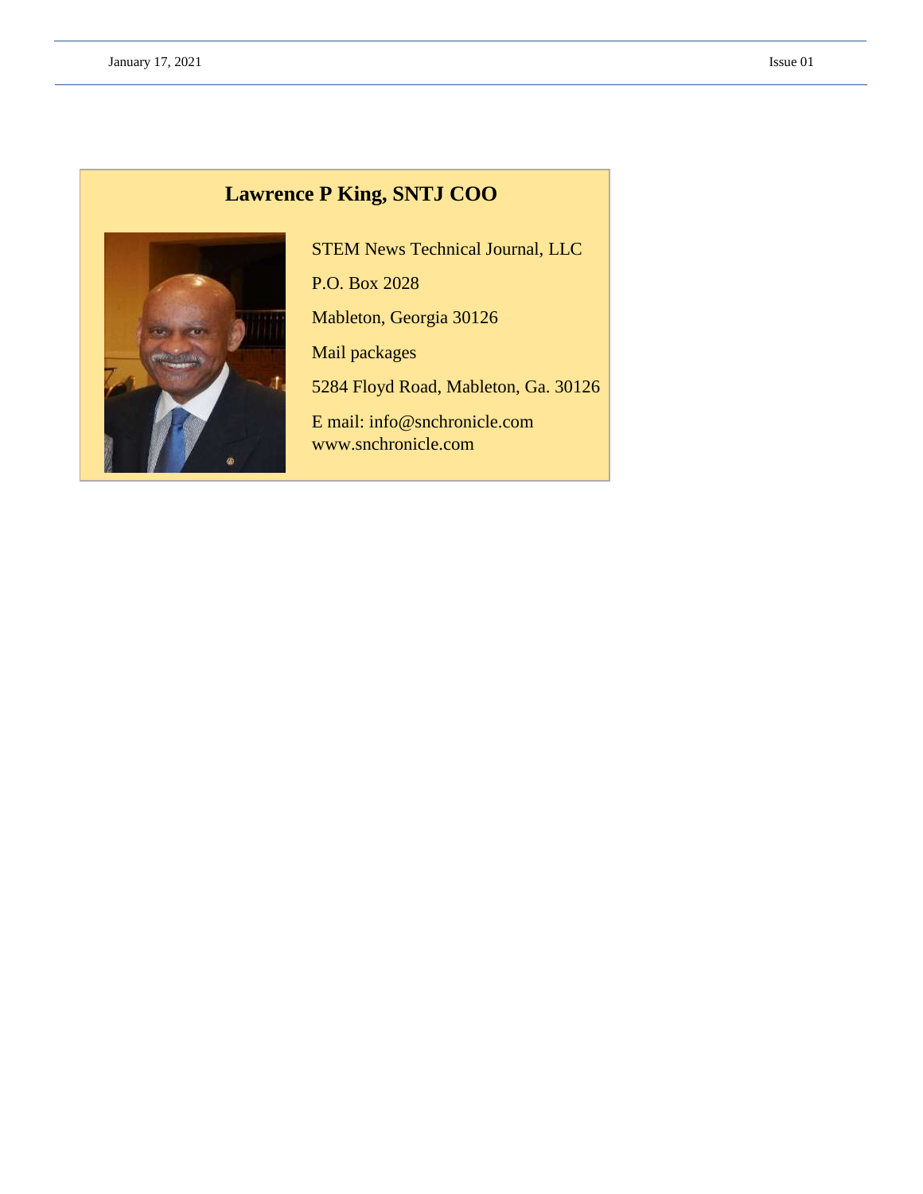## Lawrence P King, SNTJ COO

STEM News Technical Journal, LLC

P.O. Box 2028

Mableton, Georgia 30126

Mail packages

5284 Floyd Road, Mableton, Ga. 30126

E mail: info@snchronicle.com
www.snchronicle.com